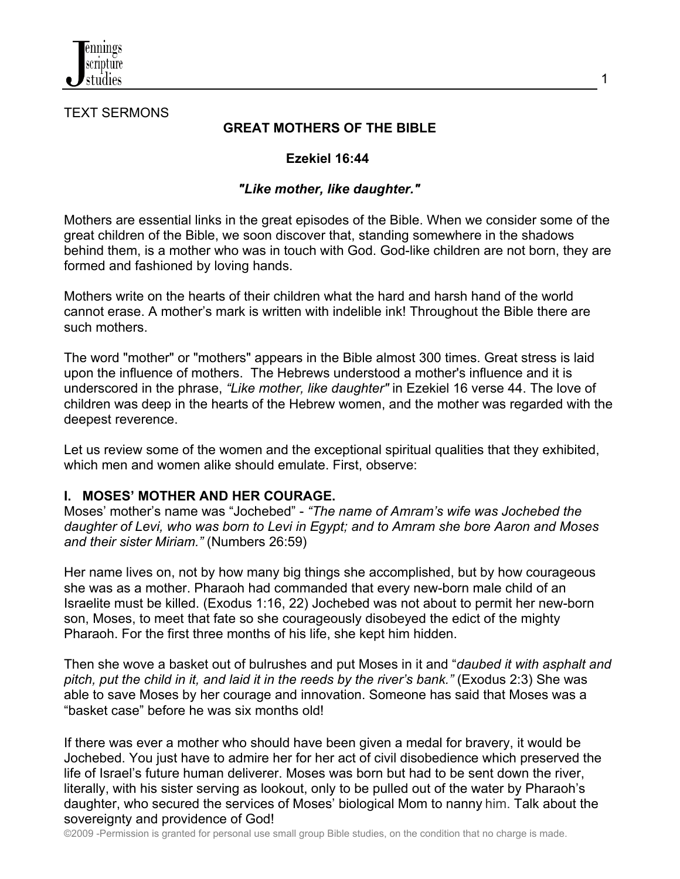TEXT SERMONS

## GREAT MOTHERS OF THE BIBLE

**Ezekiel 16:44**

***"Like mother, like daughter."***

Mothers are essential links in the great episodes of the Bible. When we consider some of the great children of the Bible, we soon discover that, standing somewhere in the shadows behind them, is a mother who was in touch with God. God-like children are not born, they are formed and fashioned by loving hands.

Mothers write on the hearts of their children what the hard and harsh hand of the world cannot erase. A mother's mark is written with indelible ink! Throughout the Bible there are such mothers.

The word "mother" or "mothers" appears in the Bible almost 300 times. Great stress is laid upon the influence of mothers. The Hebrews understood a mother's influence and it is underscored in the phrase, *"Like mother, like daughter"* in Ezekiel 16 verse 44. The love of children was deep in the hearts of the Hebrew women, and the mother was regarded with the deepest reverence.

Let us review some of the women and the exceptional spiritual qualities that they exhibited, which men and women alike should emulate. First, observe:

### I. MOSES' MOTHER AND HER COURAGE.

Moses' mother's name was "Jochebed" - *"The name of Amram's wife was Jochebed the daughter of Levi, who was born to Levi in Egypt; and to Amram she bore Aaron and Moses and their sister Miriam."* (Numbers 26:59)

Her name lives on, not by how many big things she accomplished, but by how courageous she was as a mother. Pharaoh had commanded that every new-born male child of an Israelite must be killed. (Exodus 1:16, 22) Jochebed was not about to permit her new-born son, Moses, to meet that fate so she courageously disobeyed the edict of the mighty Pharaoh. For the first three months of his life, she kept him hidden.

Then she wove a basket out of bulrushes and put Moses in it and "*daubed it with asphalt and pitch, put the child in it, and laid it in the reeds by the river's bank."* (Exodus 2:3) She was able to save Moses by her courage and innovation. Someone has said that Moses was a "basket case" before he was six months old!

If there was ever a mother who should have been given a medal for bravery, it would be Jochebed. You just have to admire her for her act of civil disobedience which preserved the life of Israel's future human deliverer. Moses was born but had to be sent down the river, literally, with his sister serving as lookout, only to be pulled out of the water by Pharaoh's daughter, who secured the services of Moses' biological Mom to nanny him. Talk about the sovereignty and providence of God!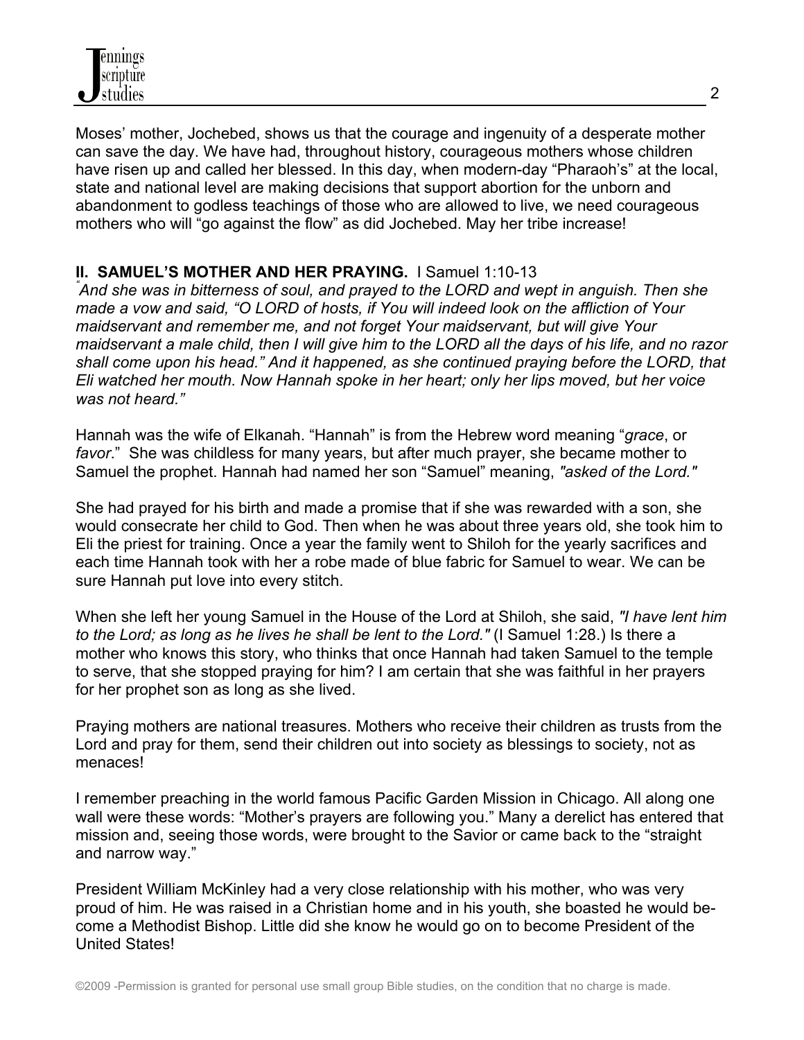Moses' mother, Jochebed, shows us that the courage and ingenuity of a desperate mother can save the day. We have had, throughout history, courageous mothers whose children have risen up and called her blessed. In this day, when modern-day "Pharaoh's" at the local, state and national level are making decisions that support abortion for the unborn and abandonment to godless teachings of those who are allowed to live, we need courageous mothers who will "go against the flow" as did Jochebed. May her tribe increase!

## II. SAMUEL'S MOTHER AND HER PRAYING. I Samuel 1:10-13

*"And she was in bitterness of soul, and prayed to the LORD and wept in anguish. Then she made a vow and said, "O LORD of hosts, if You will indeed look on the affliction of Your maidservant and remember me, and not forget Your maidservant, but will give Your maidservant a male child, then I will give him to the LORD all the days of his life, and no razor shall come upon his head." And it happened, as she continued praying before the LORD, that Eli watched her mouth. Now Hannah spoke in her heart; only her lips moved, but her voice was not heard."*

Hannah was the wife of Elkanah. "Hannah" is from the Hebrew word meaning "*grace*, or *favor*." She was childless for many years, but after much prayer, she became mother to Samuel the prophet. Hannah had named her son "Samuel" meaning, *"asked of the Lord."*

She had prayed for his birth and made a promise that if she was rewarded with a son, she would consecrate her child to God. Then when he was about three years old, she took him to Eli the priest for training. Once a year the family went to Shiloh for the yearly sacrifices and each time Hannah took with her a robe made of blue fabric for Samuel to wear. We can be sure Hannah put love into every stitch.

When she left her young Samuel in the House of the Lord at Shiloh, she said, *"I have lent him to the Lord; as long as he lives he shall be lent to the Lord."* (I Samuel 1:28.) Is there a mother who knows this story, who thinks that once Hannah had taken Samuel to the temple to serve, that she stopped praying for him? I am certain that she was faithful in her prayers for her prophet son as long as she lived.

Praying mothers are national treasures. Mothers who receive their children as trusts from the Lord and pray for them, send their children out into society as blessings to society, not as menaces!

I remember preaching in the world famous Pacific Garden Mission in Chicago. All along one wall were these words: "Mother's prayers are following you." Many a derelict has entered that mission and, seeing those words, were brought to the Savior or came back to the "straight and narrow way."

President William McKinley had a very close relationship with his mother, who was very proud of him. He was raised in a Christian home and in his youth, she boasted he would become a Methodist Bishop. Little did she know he would go on to become President of the United States!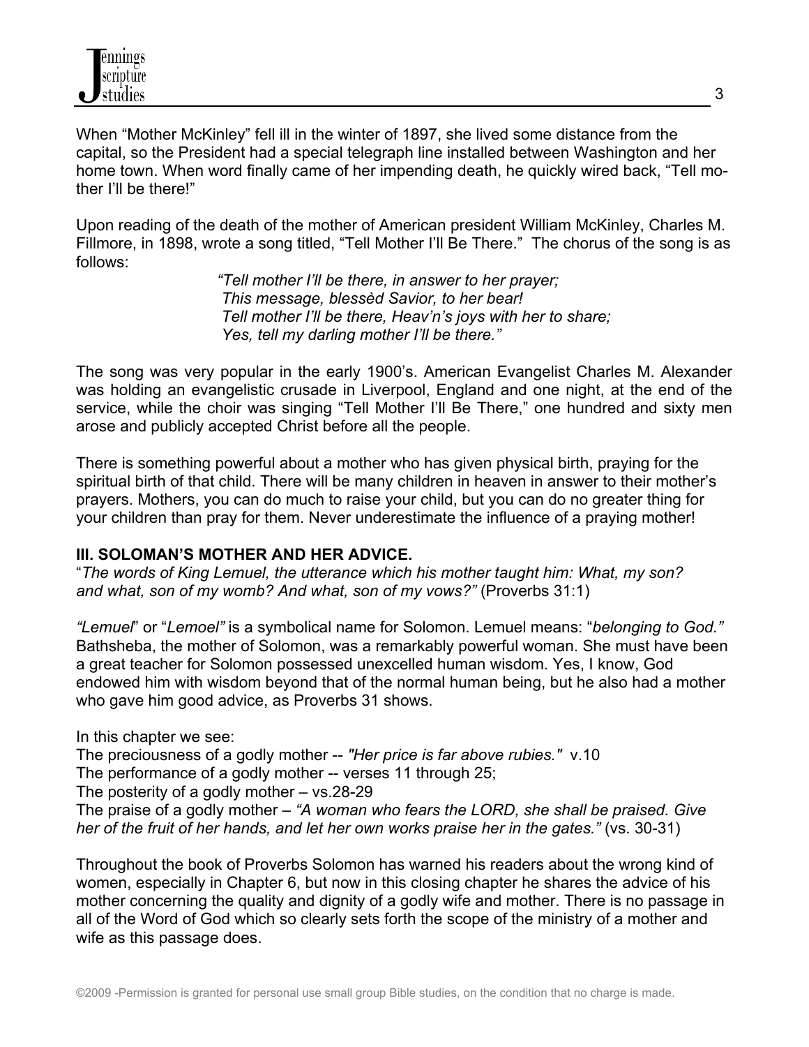When "Mother McKinley" fell ill in the winter of 1897, she lived some distance from the capital, so the President had a special telegraph line installed between Washington and her home town. When word finally came of her impending death, he quickly wired back, "Tell mother I'll be there!"

Upon reading of the death of the mother of American president William McKinley, Charles M. Fillmore, in 1898, wrote a song titled, "Tell Mother I'll Be There." The chorus of the song is as follows:

> *"Tell mother I'll be there, in answer to her prayer;*
> *This message, blessèd Savior, to her bear!*
> *Tell mother I'll be there, Heav'n's joys with her to share;*
> *Yes, tell my darling mother I'll be there."*

The song was very popular in the early 1900's. American Evangelist Charles M. Alexander was holding an evangelistic crusade in Liverpool, England and one night, at the end of the service, while the choir was singing "Tell Mother I'll Be There," one hundred and sixty men arose and publicly accepted Christ before all the people.

There is something powerful about a mother who has given physical birth, praying for the spiritual birth of that child. There will be many children in heaven in answer to their mother's prayers. Mothers, you can do much to raise your child, but you can do no greater thing for your children than pray for them. Never underestimate the influence of a praying mother!

**III. SOLOMAN'S MOTHER AND HER ADVICE.**

"*The words of King Lemuel, the utterance which his mother taught him: What, my son? and what, son of my womb? And what, son of my vows?"* (Proverbs 31:1)

*"Lemuel*" or "*Lemoel"* is a symbolical name for Solomon. Lemuel means: "*belonging to God."* Bathsheba, the mother of Solomon, was a remarkably powerful woman. She must have been a great teacher for Solomon possessed unexcelled human wisdom. Yes, I know, God endowed him with wisdom beyond that of the normal human being, but he also had a mother who gave him good advice, as Proverbs 31 shows.

In this chapter we see:
The preciousness of a godly mother -- *"Her price is far above rubies."* v.10
The performance of a godly mother -- verses 11 through 25;
The posterity of a godly mother – vs.28-29
The praise of a godly mother – *"A woman who fears the LORD, she shall be praised. Give her of the fruit of her hands, and let her own works praise her in the gates."* (vs. 30-31)

Throughout the book of Proverbs Solomon has warned his readers about the wrong kind of women, especially in Chapter 6, but now in this closing chapter he shares the advice of his mother concerning the quality and dignity of a godly wife and mother. There is no passage in all of the Word of God which so clearly sets forth the scope of the ministry of a mother and wife as this passage does.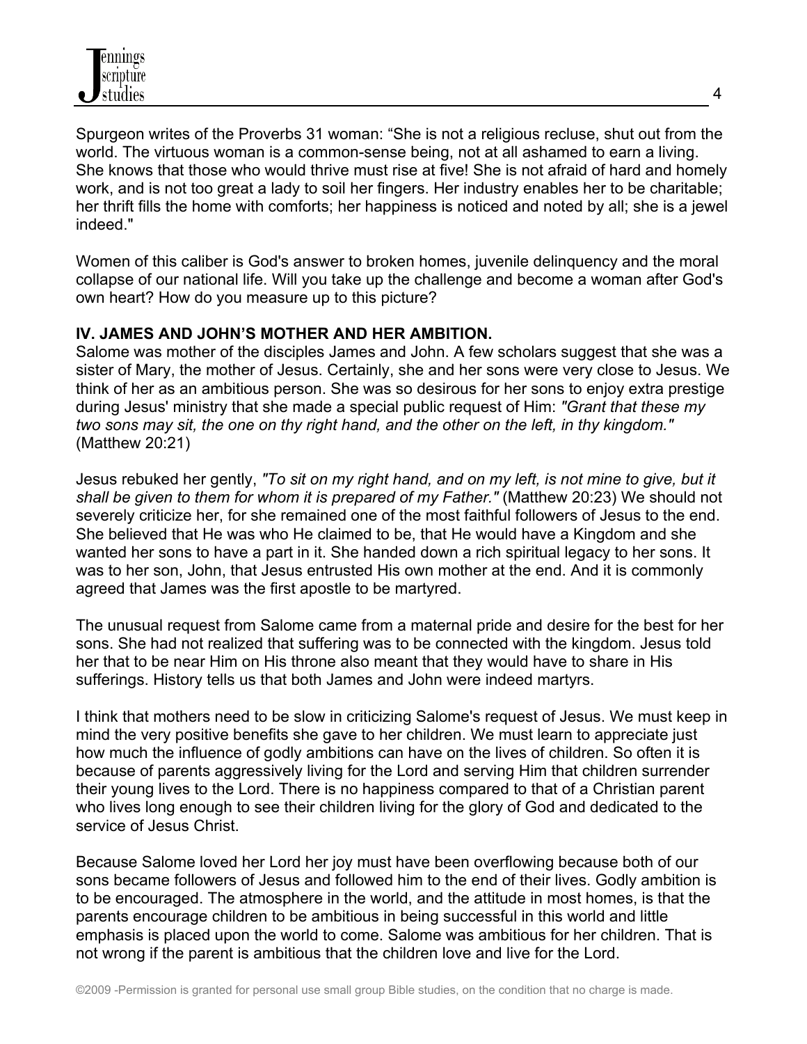Spurgeon writes of the Proverbs 31 woman: “She is not a religious recluse, shut out from the world. The virtuous woman is a common-sense being, not at all ashamed to earn a living. She knows that those who would thrive must rise at five! She is not afraid of hard and homely work, and is not too great a lady to soil her fingers. Her industry enables her to be charitable; her thrift fills the home with comforts; her happiness is noticed and noted by all; she is a jewel indeed."

Women of this caliber is God's answer to broken homes, juvenile delinquency and the moral collapse of our national life. Will you take up the challenge and become a woman after God's own heart? How do you measure up to this picture?

**IV. JAMES AND JOHN’S MOTHER AND HER AMBITION.**

Salome was mother of the disciples James and John. A few scholars suggest that she was a sister of Mary, the mother of Jesus. Certainly, she and her sons were very close to Jesus. We think of her as an ambitious person. She was so desirous for her sons to enjoy extra prestige during Jesus' ministry that she made a special public request of Him: *"Grant that these my two sons may sit, the one on thy right hand, and the other on the left, in thy kingdom."* (Matthew 20:21)

Jesus rebuked her gently, *"To sit on my right hand, and on my left, is not mine to give, but it shall be given to them for whom it is prepared of my Father."* (Matthew 20:23) We should not severely criticize her, for she remained one of the most faithful followers of Jesus to the end. She believed that He was who He claimed to be, that He would have a Kingdom and she wanted her sons to have a part in it. She handed down a rich spiritual legacy to her sons. It was to her son, John, that Jesus entrusted His own mother at the end. And it is commonly agreed that James was the first apostle to be martyred.

The unusual request from Salome came from a maternal pride and desire for the best for her sons. She had not realized that suffering was to be connected with the kingdom. Jesus told her that to be near Him on His throne also meant that they would have to share in His sufferings. History tells us that both James and John were indeed martyrs.

I think that mothers need to be slow in criticizing Salome's request of Jesus. We must keep in mind the very positive benefits she gave to her children. We must learn to appreciate just how much the influence of godly ambitions can have on the lives of children. So often it is because of parents aggressively living for the Lord and serving Him that children surrender their young lives to the Lord. There is no happiness compared to that of a Christian parent who lives long enough to see their children living for the glory of God and dedicated to the service of Jesus Christ.

Because Salome loved her Lord her joy must have been overflowing because both of our sons became followers of Jesus and followed him to the end of their lives. Godly ambition is to be encouraged. The atmosphere in the world, and the attitude in most homes, is that the parents encourage children to be ambitious in being successful in this world and little emphasis is placed upon the world to come. Salome was ambitious for her children. That is not wrong if the parent is ambitious that the children love and live for the Lord.

©2009 -Permission is granted for personal use small group Bible studies, on the condition that no charge is made.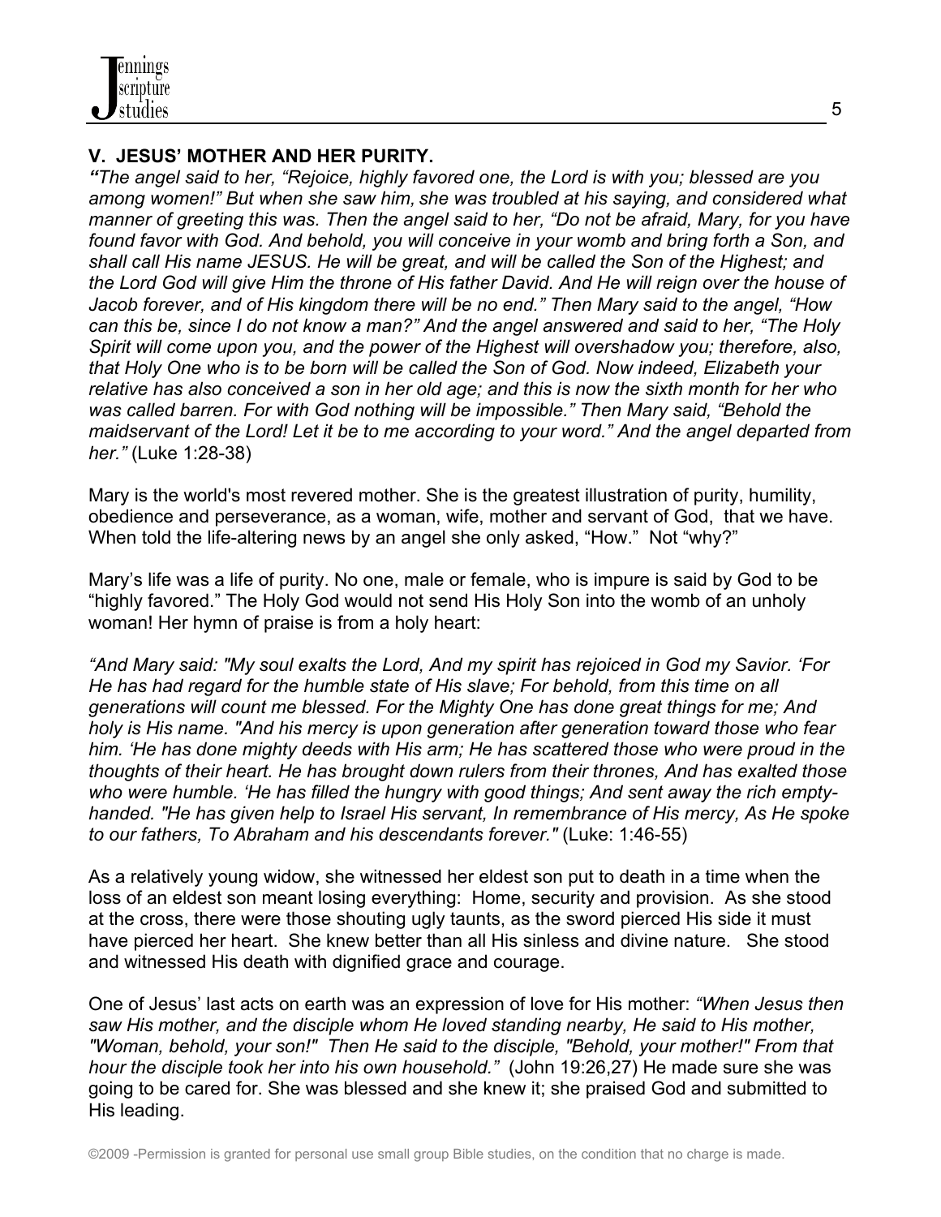## V. JESUS' MOTHER AND HER PURITY.

*"The angel said to her, "Rejoice, highly favored one, the Lord is with you; blessed are you among women!" But when she saw him, she was troubled at his saying, and considered what manner of greeting this was. Then the angel said to her, "Do not be afraid, Mary, for you have found favor with God. And behold, you will conceive in your womb and bring forth a Son, and shall call His name JESUS. He will be great, and will be called the Son of the Highest; and the Lord God will give Him the throne of His father David. And He will reign over the house of Jacob forever, and of His kingdom there will be no end." Then Mary said to the angel, "How can this be, since I do not know a man?" And the angel answered and said to her, "The Holy Spirit will come upon you, and the power of the Highest will overshadow you; therefore, also, that Holy One who is to be born will be called the Son of God. Now indeed, Elizabeth your relative has also conceived a son in her old age; and this is now the sixth month for her who was called barren. For with God nothing will be impossible." Then Mary said, "Behold the maidservant of the Lord! Let it be to me according to your word." And the angel departed from her."* (Luke 1:28-38)

Mary is the world's most revered mother. She is the greatest illustration of purity, humility, obedience and perseverance, as a woman, wife, mother and servant of God, that we have. When told the life-altering news by an angel she only asked, "How." Not "why?"

Mary's life was a life of purity. No one, male or female, who is impure is said by God to be "highly favored." The Holy God would not send His Holy Son into the womb of an unholy woman! Her hymn of praise is from a holy heart:

*"And Mary said: "My soul exalts the Lord, And my spirit has rejoiced in God my Savior. 'For He has had regard for the humble state of His slave; For behold, from this time on all generations will count me blessed. For the Mighty One has done great things for me; And holy is His name. "And his mercy is upon generation after generation toward those who fear him. 'He has done mighty deeds with His arm; He has scattered those who were proud in the thoughts of their heart. He has brought down rulers from their thrones, And has exalted those who were humble. 'He has filled the hungry with good things; And sent away the rich empty-handed. "He has given help to Israel His servant, In remembrance of His mercy, As He spoke to our fathers, To Abraham and his descendants forever."* (Luke: 1:46-55)

As a relatively young widow, she witnessed her eldest son put to death in a time when the loss of an eldest son meant losing everything: Home, security and provision. As she stood at the cross, there were those shouting ugly taunts, as the sword pierced His side it must have pierced her heart. She knew better than all His sinless and divine nature. She stood and witnessed His death with dignified grace and courage.

One of Jesus' last acts on earth was an expression of love for His mother: *"When Jesus then saw His mother, and the disciple whom He loved standing nearby, He said to His mother, "Woman, behold, your son!" Then He said to the disciple, "Behold, your mother!" From that hour the disciple took her into his own household."* (John 19:26,27) He made sure she was going to be cared for. She was blessed and she knew it; she praised God and submitted to His leading.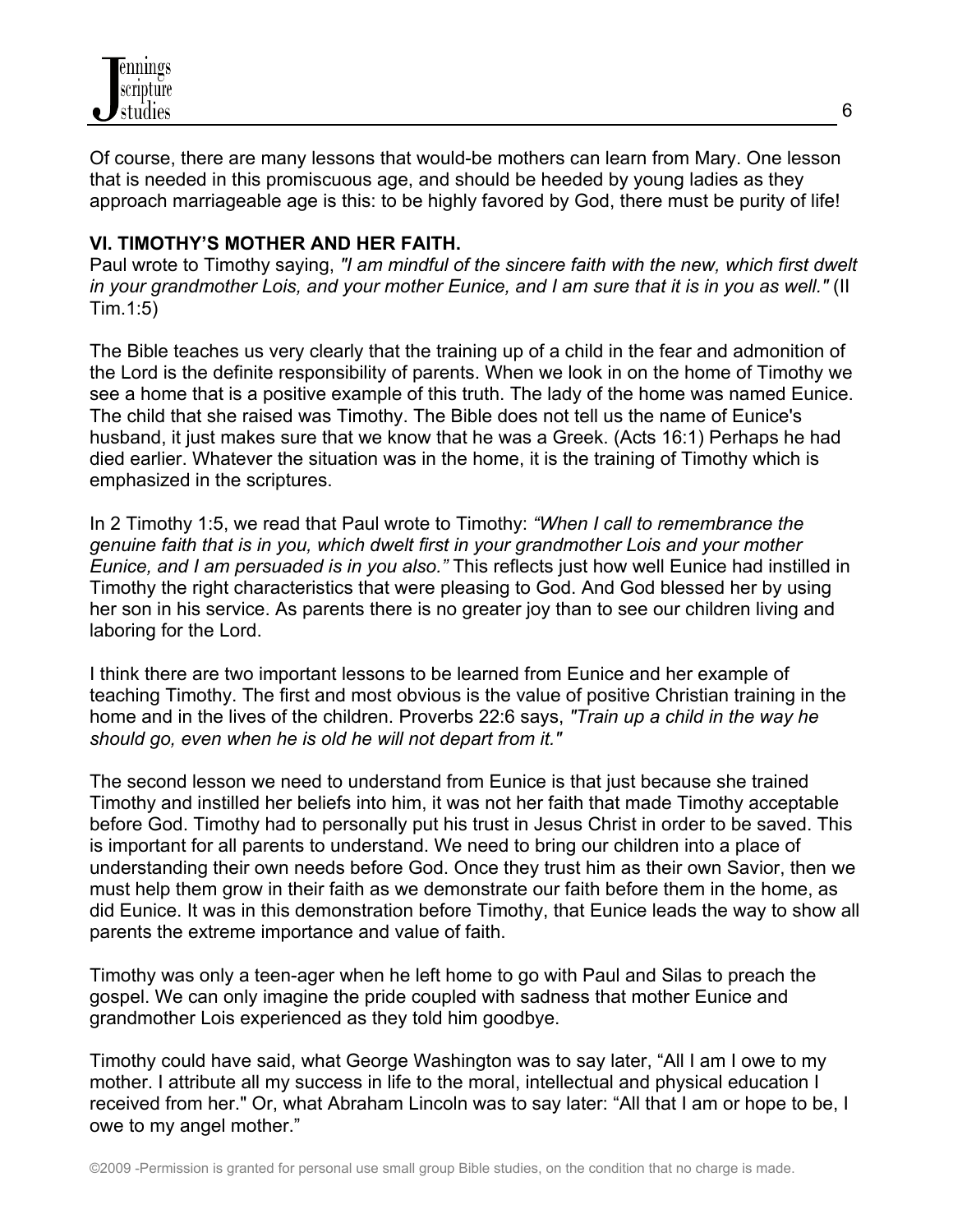Of course, there are many lessons that would-be mothers can learn from Mary. One lesson that is needed in this promiscuous age, and should be heeded by young ladies as they approach marriageable age is this: to be highly favored by God, there must be purity of life!

**VI. TIMOTHY'S MOTHER AND HER FAITH.**

Paul wrote to Timothy saying, *"I am mindful of the sincere faith with the new, which first dwelt in your grandmother Lois, and your mother Eunice, and I am sure that it is in you as well."* (II Tim.1:5)

The Bible teaches us very clearly that the training up of a child in the fear and admonition of the Lord is the definite responsibility of parents. When we look in on the home of Timothy we see a home that is a positive example of this truth. The lady of the home was named Eunice. The child that she raised was Timothy. The Bible does not tell us the name of Eunice's husband, it just makes sure that we know that he was a Greek. (Acts 16:1) Perhaps he had died earlier. Whatever the situation was in the home, it is the training of Timothy which is emphasized in the scriptures.

In 2 Timothy 1:5, we read that Paul wrote to Timothy: *"When I call to remembrance the genuine faith that is in you, which dwelt first in your grandmother Lois and your mother Eunice, and I am persuaded is in you also."* This reflects just how well Eunice had instilled in Timothy the right characteristics that were pleasing to God. And God blessed her by using her son in his service. As parents there is no greater joy than to see our children living and laboring for the Lord.

I think there are two important lessons to be learned from Eunice and her example of teaching Timothy. The first and most obvious is the value of positive Christian training in the home and in the lives of the children. Proverbs 22:6 says, *"Train up a child in the way he should go, even when he is old he will not depart from it."*

The second lesson we need to understand from Eunice is that just because she trained Timothy and instilled her beliefs into him, it was not her faith that made Timothy acceptable before God. Timothy had to personally put his trust in Jesus Christ in order to be saved. This is important for all parents to understand. We need to bring our children into a place of understanding their own needs before God. Once they trust him as their own Savior, then we must help them grow in their faith as we demonstrate our faith before them in the home, as did Eunice. It was in this demonstration before Timothy, that Eunice leads the way to show all parents the extreme importance and value of faith.

Timothy was only a teen-ager when he left home to go with Paul and Silas to preach the gospel. We can only imagine the pride coupled with sadness that mother Eunice and grandmother Lois experienced as they told him goodbye.

Timothy could have said, what George Washington was to say later, "All I am I owe to my mother. I attribute all my success in life to the moral, intellectual and physical education I received from her." Or, what Abraham Lincoln was to say later: "All that I am or hope to be, I owe to my angel mother."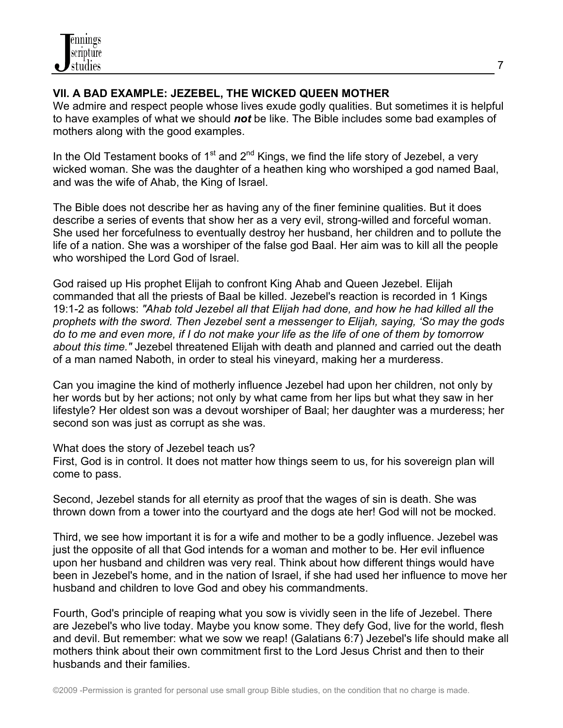**VII. A BAD EXAMPLE: JEZEBEL, THE WICKED QUEEN MOTHER**

We admire and respect people whose lives exude godly qualities. But sometimes it is helpful to have examples of what we should ***not*** be like. The Bible includes some bad examples of mothers along with the good examples.

In the Old Testament books of 1st and 2nd Kings, we find the life story of Jezebel, a very wicked woman. She was the daughter of a heathen king who worshiped a god named Baal, and was the wife of Ahab, the King of Israel.

The Bible does not describe her as having any of the finer feminine qualities. But it does describe a series of events that show her as a very evil, strong-willed and forceful woman. She used her forcefulness to eventually destroy her husband, her children and to pollute the life of a nation. She was a worshiper of the false god Baal. Her aim was to kill all the people who worshiped the Lord God of Israel.

God raised up His prophet Elijah to confront King Ahab and Queen Jezebel. Elijah commanded that all the priests of Baal be killed. Jezebel's reaction is recorded in 1 Kings 19:1-2 as follows: *"Ahab told Jezebel all that Elijah had done, and how he had killed all the prophets with the sword. Then Jezebel sent a messenger to Elijah, saying, 'So may the gods do to me and even more, if I do not make your life as the life of one of them by tomorrow about this time."* Jezebel threatened Elijah with death and planned and carried out the death of a man named Naboth, in order to steal his vineyard, making her a murderess.

Can you imagine the kind of motherly influence Jezebel had upon her children, not only by her words but by her actions; not only by what came from her lips but what they saw in her lifestyle? Her oldest son was a devout worshiper of Baal; her daughter was a murderess; her second son was just as corrupt as she was.

What does the story of Jezebel teach us?
First, God is in control. It does not matter how things seem to us, for his sovereign plan will come to pass.

Second, Jezebel stands for all eternity as proof that the wages of sin is death. She was thrown down from a tower into the courtyard and the dogs ate her! God will not be mocked.

Third, we see how important it is for a wife and mother to be a godly influence. Jezebel was just the opposite of all that God intends for a woman and mother to be. Her evil influence upon her husband and children was very real. Think about how different things would have been in Jezebel's home, and in the nation of Israel, if she had used her influence to move her husband and children to love God and obey his commandments.

Fourth, God's principle of reaping what you sow is vividly seen in the life of Jezebel. There are Jezebel's who live today. Maybe you know some. They defy God, live for the world, flesh and devil. But remember: what we sow we reap! (Galatians 6:7) Jezebel's life should make all mothers think about their own commitment first to the Lord Jesus Christ and then to their husbands and their families.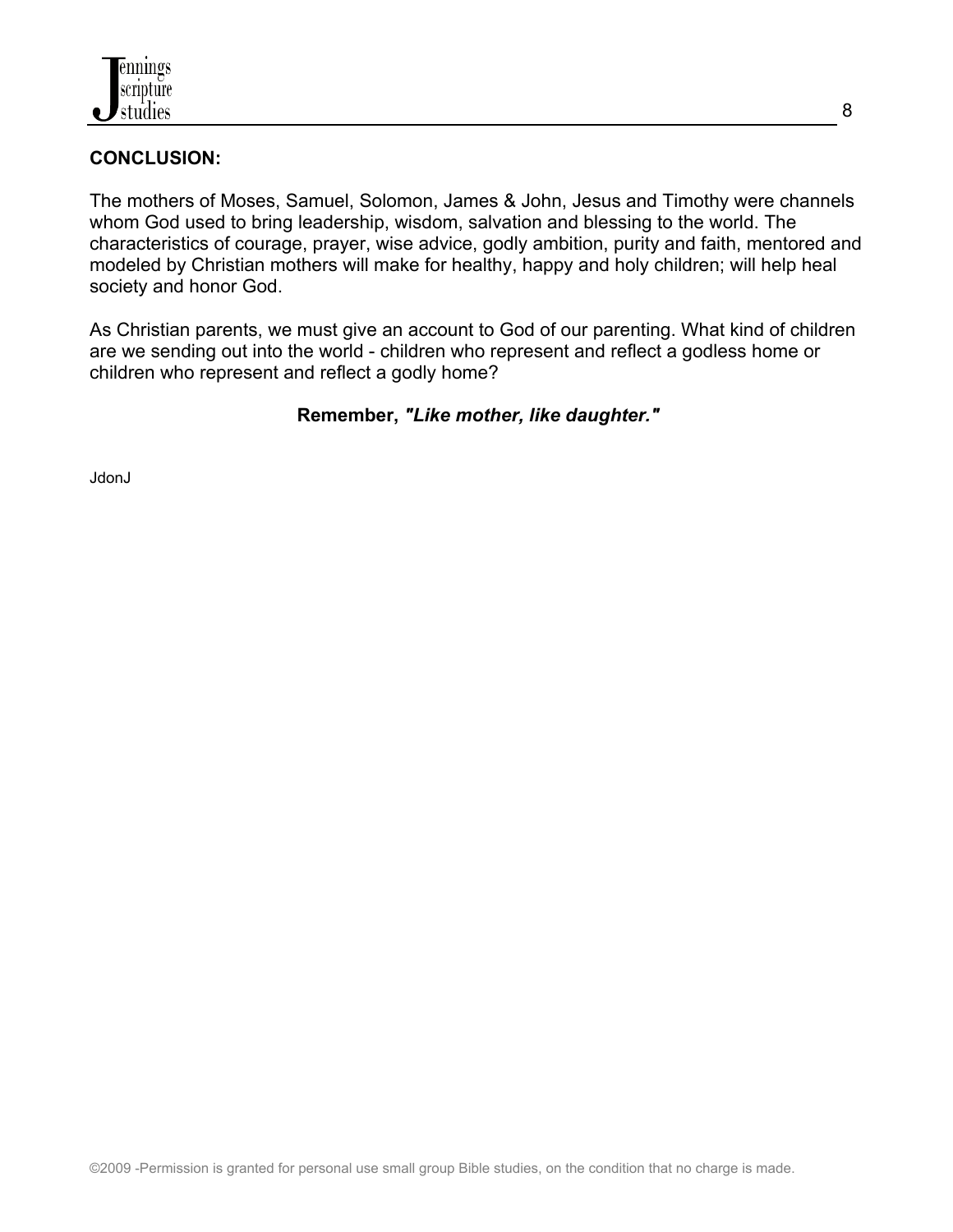**CONCLUSION:**

The mothers of Moses, Samuel, Solomon, James & John, Jesus and Timothy were channels whom God used to bring leadership, wisdom, salvation and blessing to the world. The characteristics of courage, prayer, wise advice, godly ambition, purity and faith, mentored and modeled by Christian mothers will make for healthy, happy and holy children; will help heal society and honor God.

As Christian parents, we must give an account to God of our parenting. What kind of children are we sending out into the world - children who represent and reflect a godless home or children who represent and reflect a godly home?

**Remember, *"Like mother, like daughter."***

JdonJ

©2009 -Permission is granted for personal use small group Bible studies, on the condition that no charge is made.